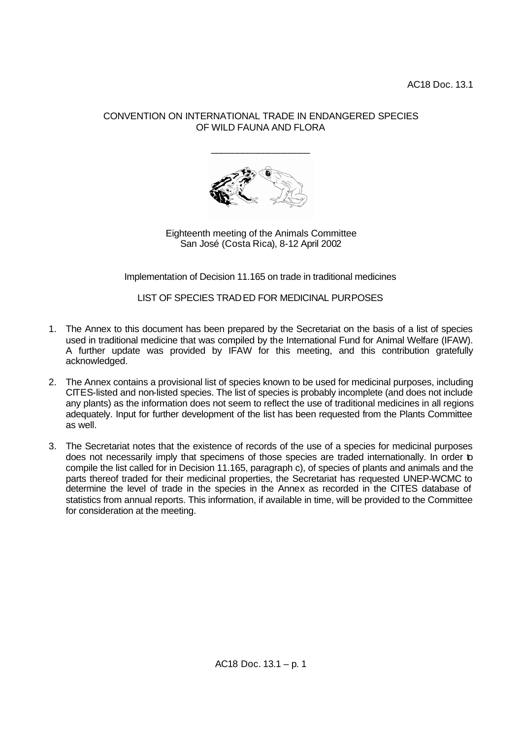AC18 Doc. 13.1

CONVENTION ON INTERNATIONAL TRADE IN ENDANGERED SPECIES OF WILD FAUNA AND FLORA

Eighteenth meeting of the Animals Committee
San José (Costa Rica), 8-12 April 2002

Implementation of Decision 11.165 on trade in traditional medicines

LIST OF SPECIES TRADED FOR MEDICINAL PURPOSES

1. The Annex to this document has been prepared by the Secretariat on the basis of a list of species used in traditional medicine that was compiled by the International Fund for Animal Welfare (IFAW). A further update was provided by IFAW for this meeting, and this contribution gratefully acknowledged.

2. The Annex contains a provisional list of species known to be used for medicinal purposes, including CITES-listed and non-listed species. The list of species is probably incomplete (and does not include any plants) as the information does not seem to reflect the use of traditional medicines in all regions adequately. Input for further development of the list has been requested from the Plants Committee as well.

3. The Secretariat notes that the existence of records of the use of a species for medicinal purposes does not necessarily imply that specimens of those species are traded internationally. In order to compile the list called for in Decision 11.165, paragraph c), of species of plants and animals and the parts thereof traded for their medicinal properties, the Secretariat has requested UNEP-WCMC to determine the level of trade in the species in the Annex as recorded in the CITES database of statistics from annual reports. This information, if available in time, will be provided to the Committee for consideration at the meeting.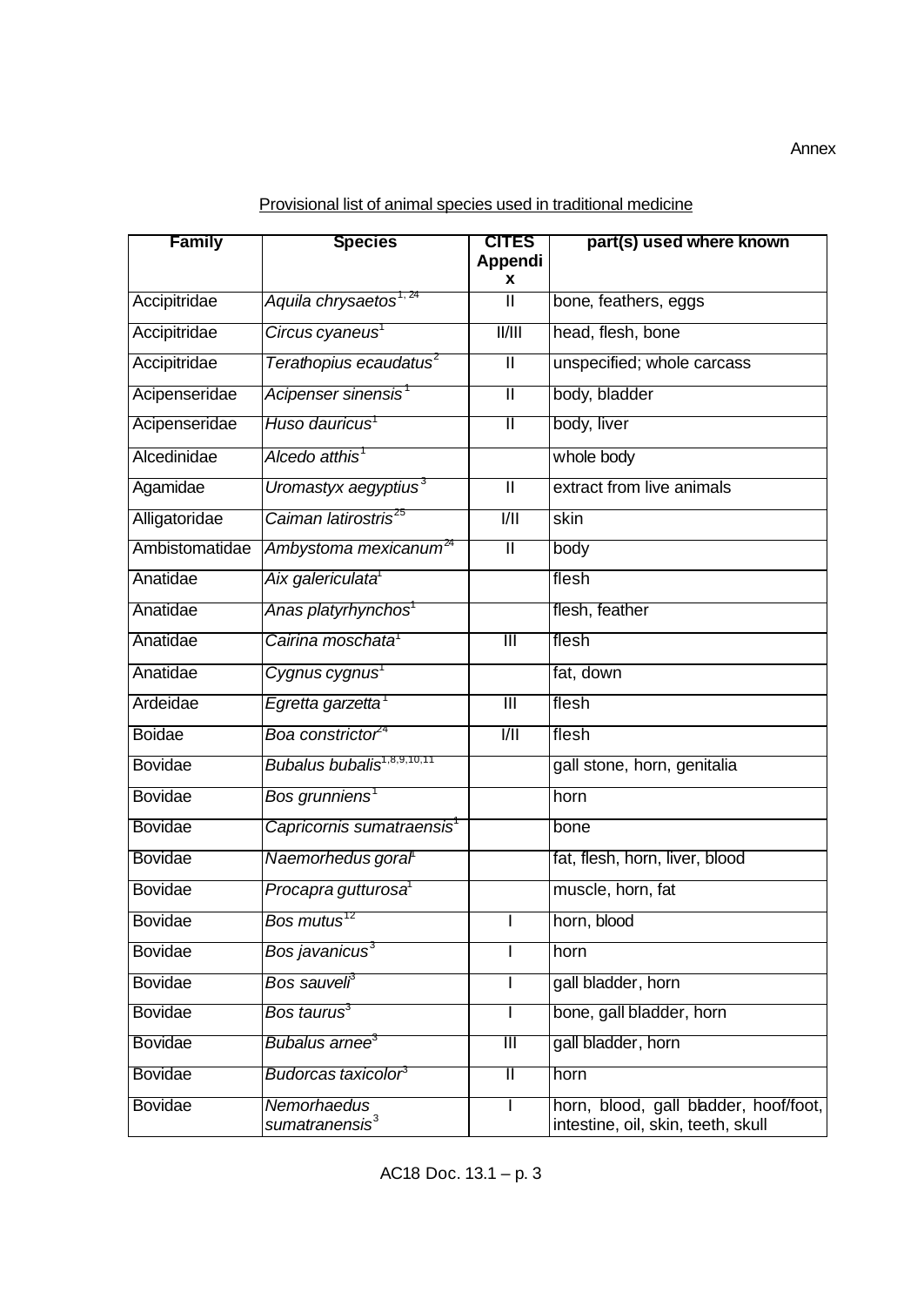Annex

Provisional list of animal species used in traditional medicine

| Family | Species | CITES Appendix | part(s) used where known |
|---|---|---|---|
| Accipitridae | *Aquila chrysaetos*[1, 24] | II | bone, feathers, eggs |
| Accipitridae | *Circus cyaneus*[1] | II/III | head, flesh, bone |
| Accipitridae | *Terathopius ecaudatus*[2] | II | unspecified; whole carcass |
| Acipenseridae | *Acipenser sinensis*[1] | II | body, bladder |
| Acipenseridae | *Huso dauricus*[1] | II | body, liver |
| Alcedinidae | *Alcedo atthis*[1] | | whole body |
| Agamidae | *Uromastyx aegyptius*[3] | II | extract from live animals |
| Alligatoridae | *Caiman latirostris*[25] | I/II | skin |
| Ambistomatidae | *Ambystoma mexicanum*[24] | II | body |
| Anatidae | *Aix galericulata*[1] | | flesh |
| Anatidae | *Anas platyrhynchos*[1] | | flesh, feather |
| Anatidae | *Cairina moschata*[1] | III | flesh |
| Anatidae | *Cygnus cygnus*[1] | | fat, down |
| Ardeidae | *Egretta garzetta*[1] | III | flesh |
| Boidae | *Boa constrictor*[24] | I/II | flesh |
| Bovidae | *Bubalus bubalis*[1,8,9,10,11] | | gall stone, horn, genitalia |
| Bovidae | *Bos grunniens*[1] | | horn |
| Bovidae | *Capricornis sumatraensis*[1] | | bone |
| Bovidae | *Naemorhedus goral*[1] | | fat, flesh, horn, liver, blood |
| Bovidae | *Procapra gutturosa*[1] | | muscle, horn, fat |
| Bovidae | *Bos mutus*[12] | I | horn, blood |
| Bovidae | *Bos javanicus*[3] | I | horn |
| Bovidae | *Bos sauveli*[3] | I | gall bladder, horn |
| Bovidae | *Bos taurus*[3] | I | bone, gall bladder, horn |
| Bovidae | *Bubalus arnee*[3] | III | gall bladder, horn |
| Bovidae | *Budorcas taxicolor*[3] | II | horn |
| Bovidae | *Nemorhaedus sumatranensis*[3] | I | horn, blood, gall bladder, hoof/foot, intestine, oil, skin, teeth, skull |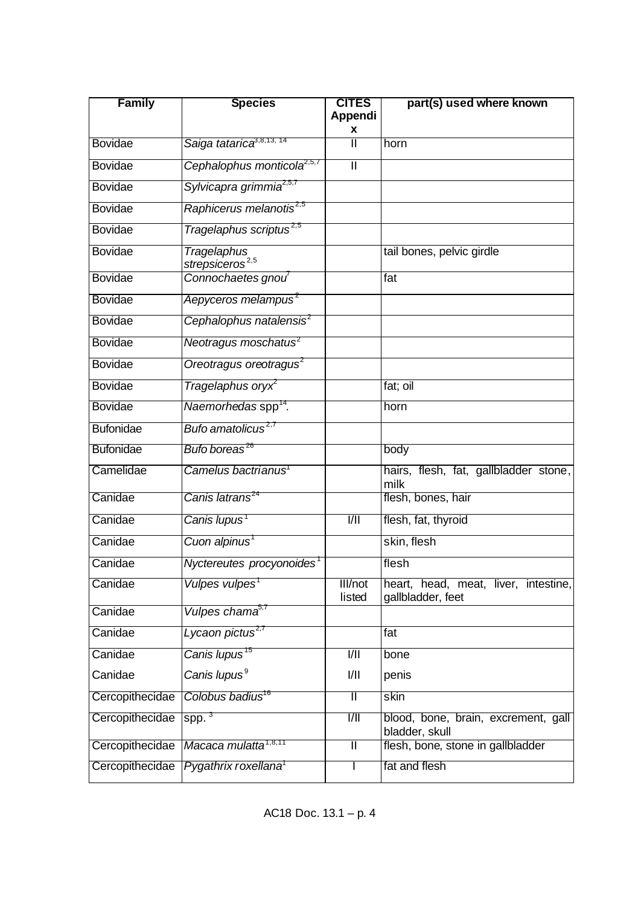| Family | Species | CITES Appendix | part(s) used where known |
|---|---|---|---|
| Bovidae | *Saiga tatarica*[3,8,13, 14] | II | horn |
| Bovidae | *Cephalophus monticola*[2,5,7] | II | |
| Bovidae | *Sylvicapra grimmia*[2,5,7] | | |
| Bovidae | *Raphicerus melanotis*[2,5] | | |
| Bovidae | *Tragelaphus scriptus*[2,5] | | |
| Bovidae | *Tragelaphus strepsiceros*[2,5] | | tail bones, pelvic girdle |
| Bovidae | *Connochaetes gnou*[7] | | fat |
| Bovidae | *Aepyceros melampus*[2] | | |
| Bovidae | *Cephalophus natalensis*[2] | | |
| Bovidae | *Neotragus moschatus*[2] | | |
| Bovidae | *Oreotragus oreotragus*[2] | | |
| Bovidae | *Tragelaphus oryx*[2] | | fat; oil |
| Bovidae | *Naemorhedas* spp[14]. | | horn |
| Bufonidae | *Bufo amatolicus*[2,7] | | |
| Bufonidae | *Bufo boreas*[26] | | body |
| Camelidae | *Camelus bactrianus*[1] | | hairs, flesh, fat, gallbladder stone, milk |
| Canidae | *Canis latrans*[24] | | flesh, bones, hair |
| Canidae | *Canis lupus*[1] | I/II | flesh, fat, thyroid |
| Canidae | *Cuon alpinus*[1] | | skin, flesh |
| Canidae | *Nyctereutes procyonoides*[1] | | flesh |
| Canidae | *Vulpes vulpes*[1] | III/not listed | heart, head, meat, liver, intestine, gallbladder, feet |
| Canidae | *Vulpes chama*[5,7] | | |
| Canidae | *Lycaon pictus*[2,7] | | fat |
| Canidae | *Canis lupus*[15] | I/II | bone |
| Canidae | *Canis lupus*[9] | I/II | penis |
| Cercopithecidae | *Colobus badius*[16] | II | skin |
| Cercopithecidae | spp. [3] | I/II | blood, bone, brain, excrement, gall bladder, skull |
| Cercopithecidae | *Macaca mulatta*[1,8,11] | II | flesh, bone, stone in gallbladder |
| Cercopithecidae | *Pygathrix roxellana*[1] | I | fat and flesh |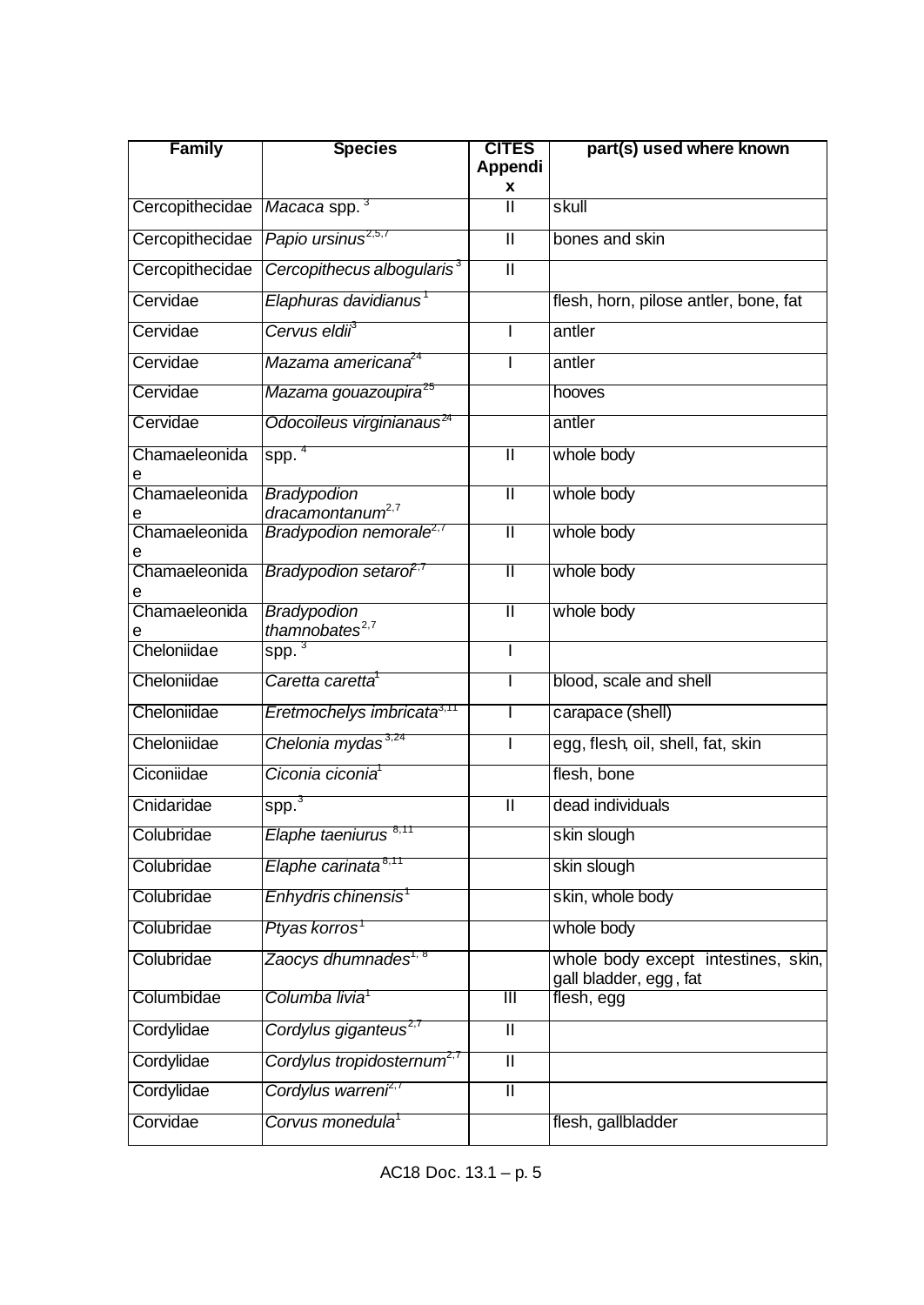| Family | Species | CITES Appendix | part(s) used where known |
|---|---|---|---|
| Cercopithecidae | *Macaca* spp. [3] | II | skull |
| Cercopithecidae | *Papio ursinus* [2,5,7] | II | bones and skin |
| Cercopithecidae | *Cercopithecus albogularis* [3] | II | |
| Cervidae | *Elaphuras davidianus* [1] | | flesh, horn, pilose antler, bone, fat |
| Cervidae | *Cervus eldii* [3] | I | antler |
| Cervidae | *Mazama americana* [24] | I | antler |
| Cervidae | *Mazama gouazoupira* [25] | | hooves |
| Cervidae | *Odocoileus virginianaus* [24] | | antler |
| Chamaeleonidae | spp. [4] | II | whole body |
| Chamaeleonidae | *Bradypodion dracamontanum* [2,7] | II | whole body |
| Chamaeleonidae | *Bradypodion nemorale* [2,7] | II | whole body |
| Chamaeleonidae | *Bradypodion setaroi* [2,7] | II | whole body |
| Chamaeleonidae | *Bradypodion thamnobates* [2,7] | II | whole body |
| Cheloniidae | spp. [3] | I | |
| Cheloniidae | *Caretta caretta* [1] | I | blood, scale and shell |
| Cheloniidae | *Eretmochelys imbricata* [3,11] | I | carapace (shell) |
| Cheloniidae | *Chelonia mydas* [3,24] | I | egg, flesh, oil, shell, fat, skin |
| Ciconiidae | *Ciconia ciconia* [1] | | flesh, bone |
| Cnidaridae | spp. [3] | II | dead individuals |
| Colubridae | *Elaphe taeniurus* [8,11] | | skin slough |
| Colubridae | *Elaphe carinata* [8,11] | | skin slough |
| Colubridae | *Enhydris chinensis* [1] | | skin, whole body |
| Colubridae | *Ptyas korros* [1] | | whole body |
| Colubridae | *Zaocys dhumnades* [1, 8] | | whole body except intestines, skin, gall bladder, egg, fat |
| Columbidae | *Columba livia* [1] | III | flesh, egg |
| Cordylidae | *Cordylus giganteus* [2,7] | II | |
| Cordylidae | *Cordylus tropidosternum* [2,7] | II | |
| Cordylidae | *Cordylus warreni* [2,7] | II | |
| Corvidae | *Corvus monedula* [1] | | flesh, gallbladder |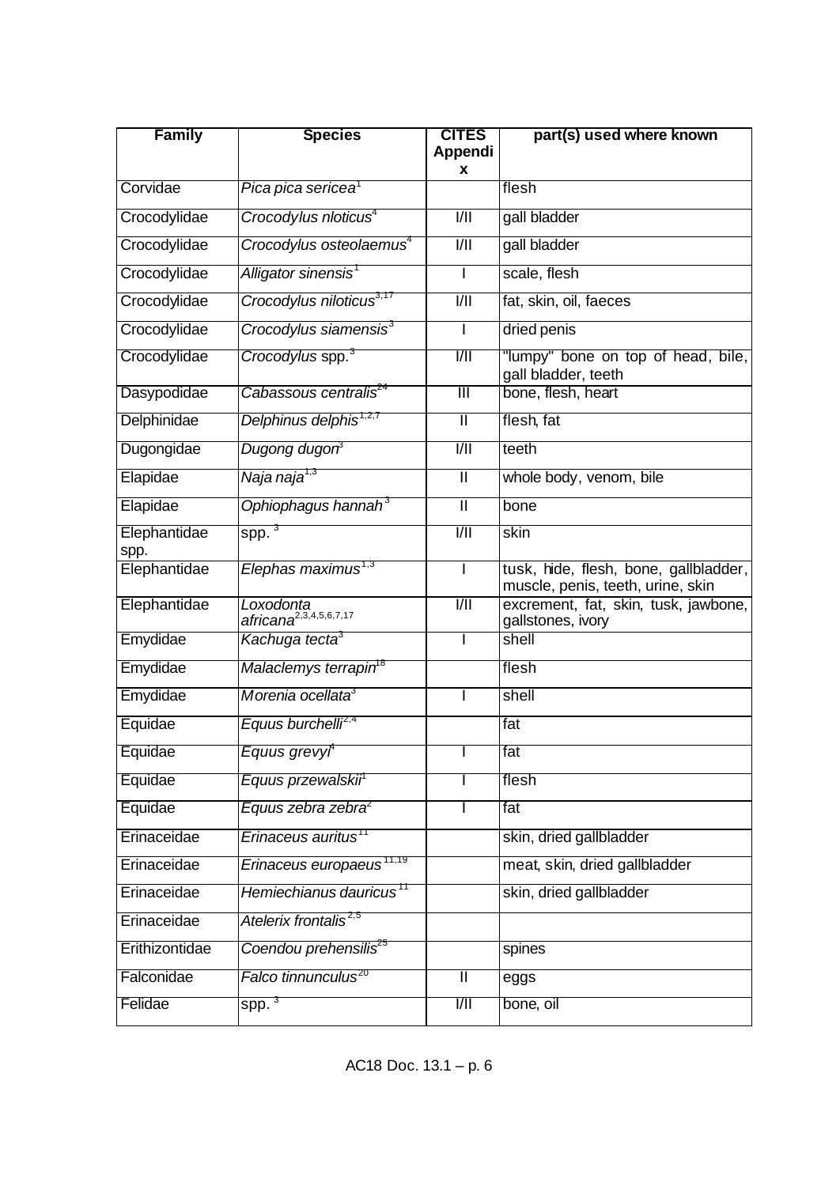| Family | Species | CITES Appendix | part(s) used where known |
|---|---|---|---|
| Corvidae | *Pica pica sericea*[1] | | flesh |
| Crocodylidae | *Crocodylus nloticus*[4] | I/II | gall bladder |
| Crocodylidae | *Crocodylus osteolaemus*[4] | I/II | gall bladder |
| Crocodylidae | *Alligator sinensis*[1] | I | scale, flesh |
| Crocodylidae | *Crocodylus niloticus*[3,17] | I/II | fat, skin, oil, faeces |
| Crocodylidae | *Crocodylus siamensis*[3] | I | dried penis |
| Crocodylidae | *Crocodylus* spp.[3] | I/II | "lumpy" bone on top of head, bile, gall bladder, teeth |
| Dasypodidae | *Cabassous centralis*[24] | III | bone, flesh, heart |
| Delphinidae | *Delphinus delphis*[1,2,7] | II | flesh, fat |
| Dugongidae | *Dugong dugon*[3] | I/II | teeth |
| Elapidae | *Naja naja*[1,3] | II | whole body, venom, bile |
| Elapidae | *Ophiophagus hannah*[3] | II | bone |
| Elephantidae spp. | spp. [3] | I/II | skin |
| Elephantidae | *Elephas maximus*[1,3] | I | tusk, hide, flesh, bone, gallbladder, muscle, penis, teeth, urine, skin |
| Elephantidae | *Loxodonta africana*[2,3,4,5,6,7,17] | I/II | excrement, fat, skin, tusk, jawbone, gallstones, ivory |
| Emydidae | *Kachuga tecta*[3] | I | shell |
| Emydidae | *Malaclemys terrapin*[18] | | flesh |
| Emydidae | *Morenia ocellata*[3] | I | shell |
| Equidae | *Equus burchelli*[2,4] | | fat |
| Equidae | *Equus grevyi*[4] | I | fat |
| Equidae | *Equus przewalskii*[1] | I | flesh |
| Equidae | *Equus zebra zebra*[2] | I | fat |
| Erinaceidae | *Erinaceus auritus*[11] | | skin, dried gallbladder |
| Erinaceidae | *Erinaceus europaeus*[11,19] | | meat, skin, dried gallbladder |
| Erinaceidae | *Hemiechianus dauricus*[11] | | skin, dried gallbladder |
| Erinaceidae | *Atelerix frontalis*[2,5] | | |
| Erithizontidae | *Coendou prehensilis*[25] | | spines |
| Falconidae | *Falco tinnunculus*[20] | II | eggs |
| Felidae | spp. [3] | I/II | bone, oil |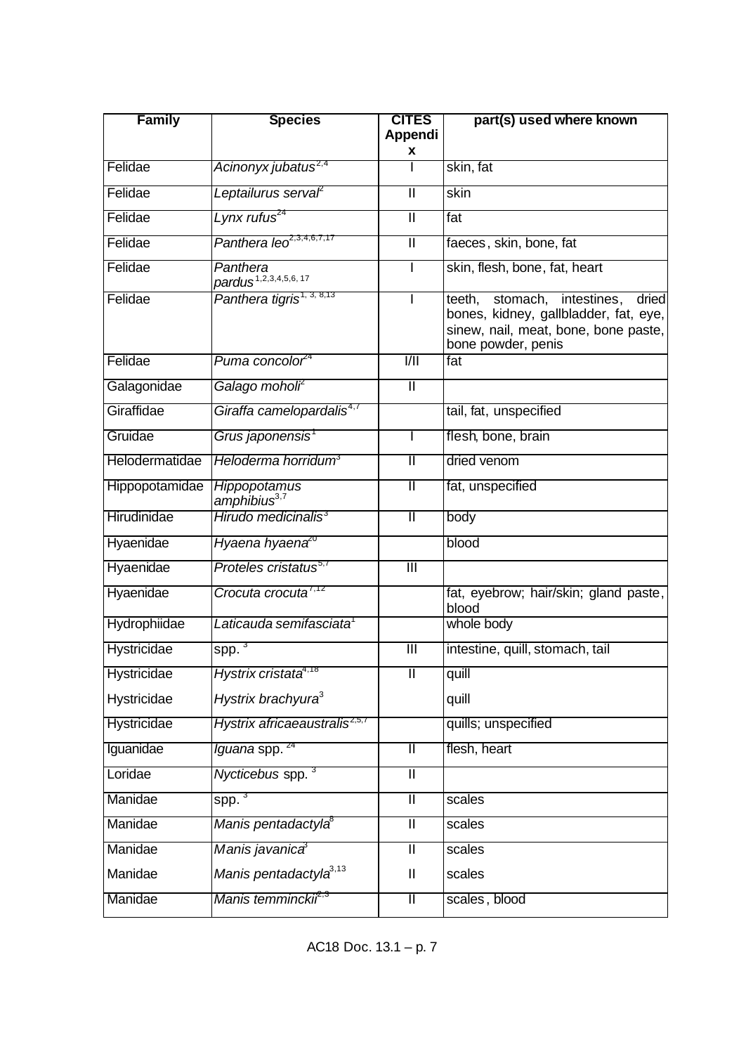| Family | Species | CITES Appendix | part(s) used where known |
| --- | --- | --- | --- |
| Felidae | *Acinonyx jubatus*[2,4] | I | skin, fat |
| Felidae | *Leptailurus serval*[2] | II | skin |
| Felidae | *Lynx rufus*[24] | II | fat |
| Felidae | *Panthera leo*[2,3,4,6,7,17] | II | faeces, skin, bone, fat |
| Felidae | *Panthera pardus*[1,2,3,4,5,6,17] | I | skin, flesh, bone, fat, heart |
| Felidae | *Panthera tigris*[1,3,8,13] | I | teeth, stomach, intestines, dried bones, kidney, gallbladder, fat, eye, sinew, nail, meat, bone, bone paste, bone powder, penis |
| Felidae | *Puma concolor*[24] | I/II | fat |
| Galagonidae | *Galago moholi*[2] | II | |
| Giraffidae | *Giraffa camelopardalis*[4,7] | | tail, fat, unspecified |
| Gruidae | *Grus japonensis*[1] | I | flesh, bone, brain |
| Helodermatidae | *Heloderma horridum*[3] | II | dried venom |
| Hippopotamidae | *Hippopotamus amphibius*[3,7] | II | fat, unspecified |
| Hirudinidae | *Hirudo medicinalis*[3] | II | body |
| Hyaenidae | *Hyaena hyaena*[20] | | blood |
| Hyaenidae | *Proteles cristatus*[5,7] | III | |
| Hyaenidae | *Crocuta crocuta*[7,12] | | fat, eyebrow; hair/skin; gland paste, blood |
| Hydrophiidae | *Laticauda semifasciata*[1] | | whole body |
| Hystricidae | spp.[3] | III | intestine, quill, stomach, tail |
| Hystricidae | *Hystrix cristata*[4,18] | II | quill |
| Hystricidae | *Hystrix brachyura*[3] | | quill |
| Hystricidae | *Hystrix africaeaustralis*[2,5,7] | | quills; unspecified |
| Iguanidae | *Iguana* spp.[24] | II | flesh, heart |
| Loridae | *Nycticebus* spp.[3] | II | |
| Manidae | spp.[3] | II | scales |
| Manidae | *Manis pentadactyla*[8] | II | scales |
| Manidae | *Manis javanica*[3] | II | scales |
| Manidae | *Manis pentadactyla*[3,13] | II | scales |
| Manidae | *Manis temminckii*[2,3] | II | scales, blood |

AC18 Doc. 13.1 – p. 7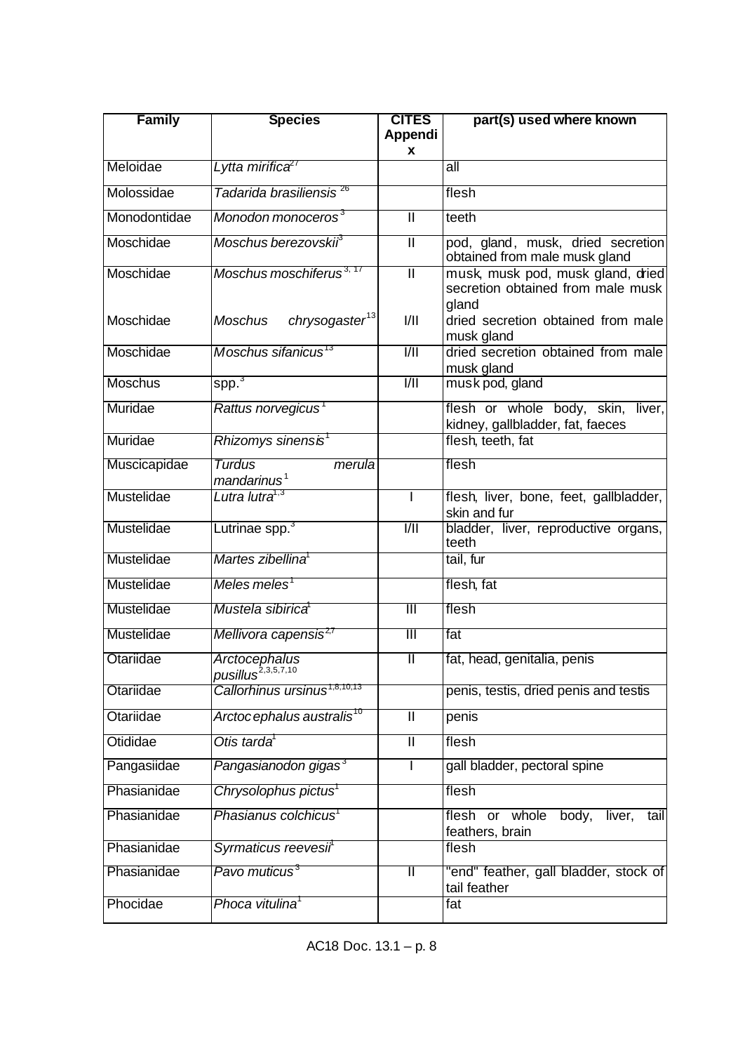| Family | Species | CITES Appendix | part(s) used where known |
|---|---|---|---|
| Meloidae | *Lytta mirifica*[27] | | all |
| Molossidae | *Tadarida brasiliensis*[26] | | flesh |
| Monodontidae | *Monodon monoceros*[3] | II | teeth |
| Moschidae | *Moschus berezovskii*[3] | II | pod, gland, musk, dried secretion obtained from male musk gland |
| Moschidae | *Moschus moschiferus*[3, 17] | II | musk, musk pod, musk gland, dried secretion obtained from male musk gland |
| Moschidae | *Moschus chrysogaster*[13] | I/II | dried secretion obtained from male musk gland |
| Moschidae | *Moschus sifanicus*[13] | I/II | dried secretion obtained from male musk gland |
| Moschus | spp.[3] | I/II | musk pod, gland |
| Muridae | *Rattus norvegicus*[1] | | flesh or whole body, skin, liver, kidney, gallbladder, fat, faeces |
| Muridae | *Rhizomys sinensis*[1] | | flesh, teeth, fat |
| Muscicapidae | *Turdus merula mandarinus*[1] | | flesh |
| Mustelidae | *Lutra lutra*[1,3] | I | flesh, liver, bone, feet, gallbladder, skin and fur |
| Mustelidae | Lutrinae spp.[3] | I/II | bladder, liver, reproductive organs, teeth |
| Mustelidae | *Martes zibellina*[1] | | tail, fur |
| Mustelidae | *Meles meles*[1] | | flesh, fat |
| Mustelidae | *Mustela sibirica*[1] | III | flesh |
| Mustelidae | *Mellivora capensis*[2,7] | III | fat |
| Otariidae | *Arctocephalus pusillus*[2,3,5,7,10] | II | fat, head, genitalia, penis |
| Otariidae | *Callorhinus ursinus*[1,8,10,13] | | penis, testis, dried penis and testis |
| Otariidae | *Arctocephalus australis*[10] | II | penis |
| Otididae | *Otis tarda*[1] | II | flesh |
| Pangasiidae | *Pangasianodon gigas*[3] | I | gall bladder, pectoral spine |
| Phasianidae | *Chrysolophus pictus*[1] | | flesh |
| Phasianidae | *Phasianus colchicus*[1] | | flesh or whole body, liver, tail feathers, brain |
| Phasianidae | *Syrmaticus reevesii*[1] | | flesh |
| Phasianidae | *Pavo muticus*[3] | II | "end" feather, gall bladder, stock of tail feather |
| Phocidae | *Phoca vitulina*[1] | | fat |

AC18 Doc. 13.1 – p. 8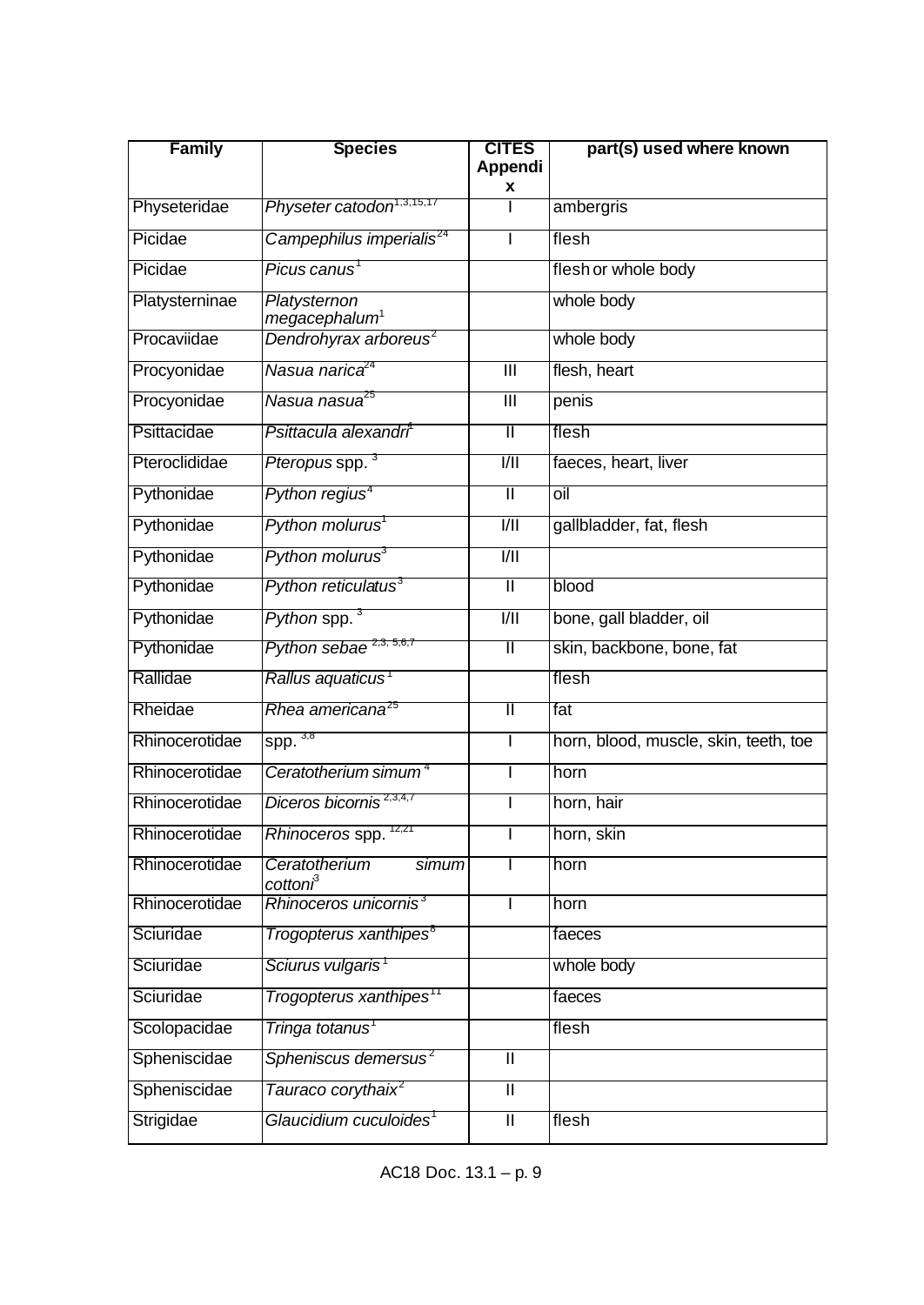| Family | Species | CITES Appendix | part(s) used where known |
|---|---|---|---|
| Physeteridae | *Physeter catodon*[1,3,15,17] | I | ambergris |
| Picidae | *Campephilus imperialis*[24] | I | flesh |
| Picidae | *Picus canus*[1] | | flesh or whole body |
| Platysterninae | *Platysternon megacephalum*[1] | | whole body |
| Procaviidae | *Dendrohyrax arboreus*[2] | | whole body |
| Procyonidae | *Nasua narica*[24] | III | flesh, heart |
| Procyonidae | *Nasua nasua*[25] | III | penis |
| Psittacidae | *Psittacula alexandri*[4] | II | flesh |
| Pteroclididae | *Pteropus* spp. [3] | I/II | faeces, heart, liver |
| Pythonidae | *Python regius*[4] | II | oil |
| Pythonidae | *Python molurus*[1] | I/II | gallbladder, fat, flesh |
| Pythonidae | *Python molurus*[3] | I/II | |
| Pythonidae | *Python reticulatus*[3] | II | blood |
| Pythonidae | *Python* spp. [3] | I/II | bone, gall bladder, oil |
| Pythonidae | *Python sebae* [2,3, 5,6,7] | II | skin, backbone, bone, fat |
| Rallidae | *Rallus aquaticus*[1] | | flesh |
| Rheidae | *Rhea americana*[25] | II | fat |
| Rhinocerotidae | spp. [3,8] | I | horn, blood, muscle, skin, teeth, toe |
| Rhinocerotidae | *Ceratotherium simum*[4] | I | horn |
| Rhinocerotidae | *Diceros bicornis* [2,3,4,7] | I | horn, hair |
| Rhinocerotidae | *Rhinoceros* spp. [12,21] | I | horn, skin |
| Rhinocerotidae | *Ceratotherium simum cottoni*[3] | I | horn |
| Rhinocerotidae | *Rhinoceros unicornis*[3] | I | horn |
| Sciuridae | *Trogopterus xanthipes*[8] | | faeces |
| Sciuridae | *Sciurus vulgaris*[1] | | whole body |
| Sciuridae | *Trogopterus xanthipes*[11] | | faeces |
| Scolopacidae | *Tringa totanus*[1] | | flesh |
| Spheniscidae | *Spheniscus demersus*[2] | II | |
| Spheniscidae | *Tauraco corythaix*[2] | II | |
| Strigidae | *Glaucidium cuculoides*[1] | II | flesh |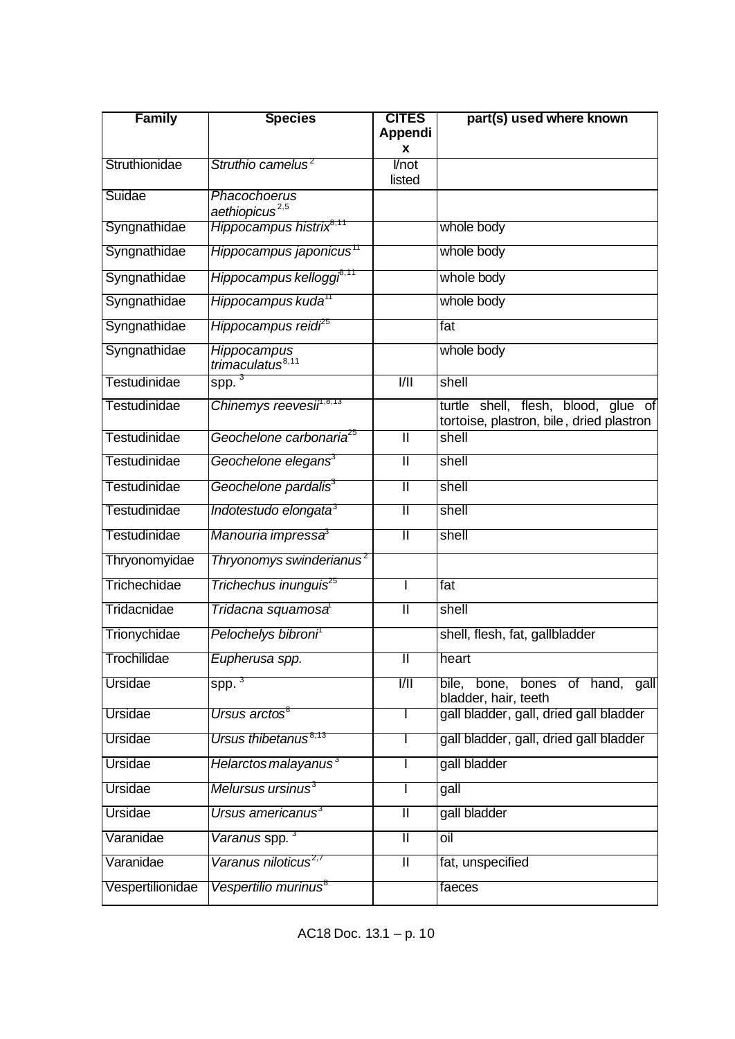| Family | Species | CITES Appendix | part(s) used where known |
|---|---|---|---|
| Struthionidae | *Struthio camelus*[2] | I/not listed | |
| Suidae | *Phacochoerus aethiopicus*[2,5] | | |
| Syngnathidae | *Hippocampus histrix*[8,11] | | whole body |
| Syngnathidae | *Hippocampus japonicus*[11] | | whole body |
| Syngnathidae | *Hippocampus kelloggi*[8,11] | | whole body |
| Syngnathidae | *Hippocampus kuda*[11] | | whole body |
| Syngnathidae | *Hippocampus reidi*[25] | | fat |
| Syngnathidae | *Hippocampus trimaculatus*[8,11] | | whole body |
| Testudinidae | spp. [3] | I/II | shell |
| Testudinidae | *Chinemys reevesii*[1,8,13] | | turtle shell, flesh, blood, glue of tortoise, plastron, bile, dried plastron |
| Testudinidae | *Geochelone carbonaria*[25] | II | shell |
| Testudinidae | *Geochelone elegans*[3] | II | shell |
| Testudinidae | *Geochelone pardalis*[3] | II | shell |
| Testudinidae | *Indotestudo elongata*[3] | II | shell |
| Testudinidae | *Manouria impressa*[3] | II | shell |
| Thryonomyidae | *Thryonomys swinderianus*[2] | | |
| Trichechidae | *Trichechus inunguis*[25] | I | fat |
| Tridacnidae | *Tridacna squamosa*[1] | II | shell |
| Trionychidae | *Pelochelys bibroni*[1] | | shell, flesh, fat, gallbladder |
| Trochilidae | *Eupherusa spp.* | II | heart |
| Ursidae | spp. [3] | I/II | bile, bone, bones of hand, gall bladder, hair, teeth |
| Ursidae | *Ursus arctos*[8] | I | gall bladder, gall, dried gall bladder |
| Ursidae | *Ursus thibetanus*[8,13] | I | gall bladder, gall, dried gall bladder |
| Ursidae | *Helarctos malayanus*[3] | I | gall bladder |
| Ursidae | *Melursus ursinus*[3] | I | gall |
| Ursidae | *Ursus americanus*[3] | II | gall bladder |
| Varanidae | *Varanus* spp. [3] | II | oil |
| Varanidae | *Varanus niloticus*[2,7] | II | fat, unspecified |
| Vespertilionidae | *Vespertilio murinus*[8] | | faeces |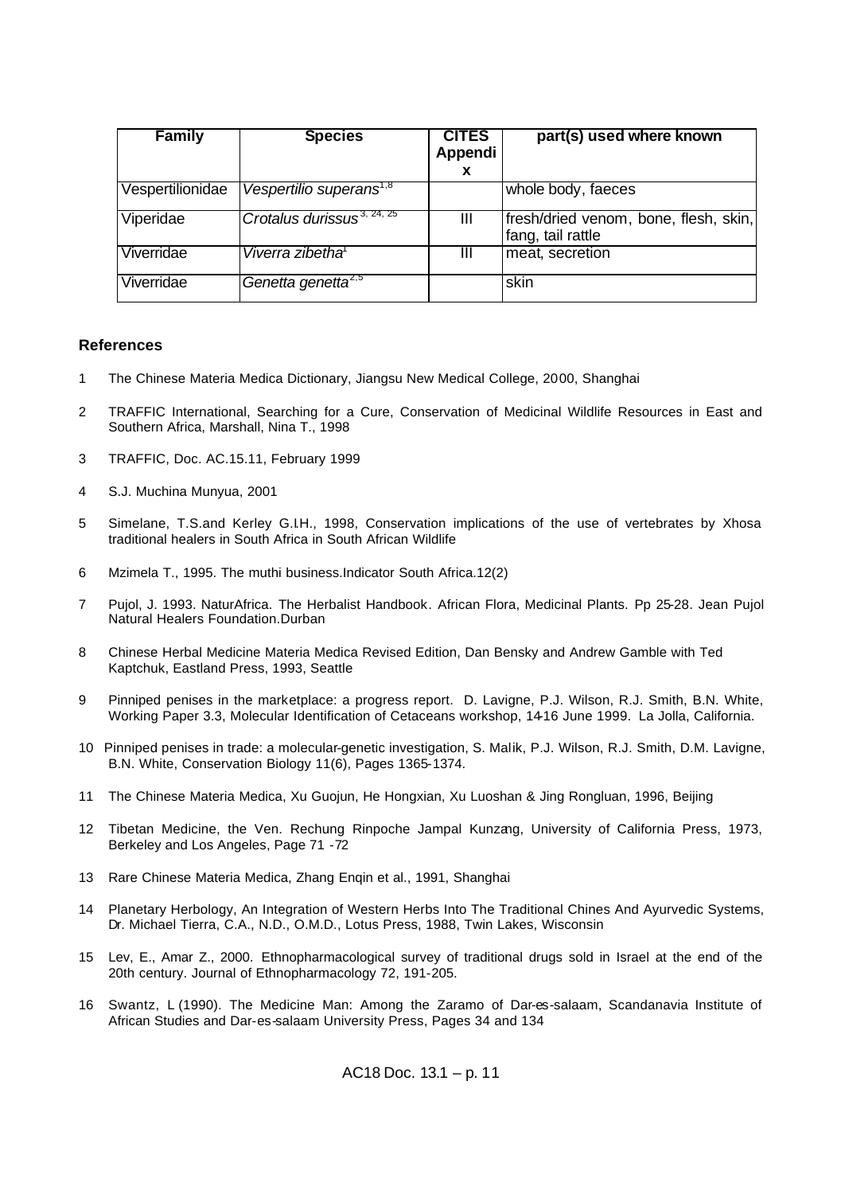| Family | Species | CITES Appendix | part(s) used where known |
|---|---|---|---|
| Vespertilionidae | *Vespertilio superans*[1,8] | | whole body, faeces |
| Viperidae | *Crotalus durissus*[3, 24, 25] | III | fresh/dried venom, bone, flesh, skin, fang, tail rattle |
| Viverridae | *Viverra zibetha*[1] | III | meat, secretion |
| Viverridae | *Genetta genetta*[2,5] | | skin |

### References

1. The Chinese Materia Medica Dictionary, Jiangsu New Medical College, 2000, Shanghai
2. TRAFFIC International, Searching for a Cure, Conservation of Medicinal Wildlife Resources in East and Southern Africa, Marshall, Nina T., 1998
3. TRAFFIC, Doc. AC.15.11, February 1999
4. S.J. Muchina Munyua, 2001
5. Simelane, T.S.and Kerley G.I.H., 1998, Conservation implications of the use of vertebrates by Xhosa traditional healers in South Africa in South African Wildlife
6. Mzimela T., 1995. The muthi business.Indicator South Africa.12(2)
7. Pujol, J. 1993. NaturAfrica. The Herbalist Handbook. African Flora, Medicinal Plants. Pp 25-28. Jean Pujol Natural Healers Foundation.Durban
8. Chinese Herbal Medicine Materia Medica Revised Edition, Dan Bensky and Andrew Gamble with Ted Kaptchuk, Eastland Press, 1993, Seattle
9. Pinniped penises in the marketplace: a progress report. D. Lavigne, P.J. Wilson, R.J. Smith, B.N. White, Working Paper 3.3, Molecular Identification of Cetaceans workshop, 14-16 June 1999. La Jolla, California.
10. Pinniped penises in trade: a molecular-genetic investigation, S. Malik, P.J. Wilson, R.J. Smith, D.M. Lavigne, B.N. White, Conservation Biology 11(6), Pages 1365-1374.
11. The Chinese Materia Medica, Xu Guojun, He Hongxian, Xu Luoshan & Jing Rongluan, 1996, Beijing
12. Tibetan Medicine, the Ven. Rechung Rinpoche Jampal Kunzang, University of California Press, 1973, Berkeley and Los Angeles, Page 71 -72
13. Rare Chinese Materia Medica, Zhang Enqin et al., 1991, Shanghai
14. Planetary Herbology, An Integration of Western Herbs Into The Traditional Chines And Ayurvedic Systems, Dr. Michael Tierra, C.A., N.D., O.M.D., Lotus Press, 1988, Twin Lakes, Wisconsin
15. Lev, E., Amar Z., 2000. Ethnopharmacological survey of traditional drugs sold in Israel at the end of the 20th century. Journal of Ethnopharmacology 72, 191-205.
16. Swantz, L (1990). The Medicine Man: Among the Zaramo of Dar-es-salaam, Scandanavia Institute of African Studies and Dar-es-salaam University Press, Pages 34 and 134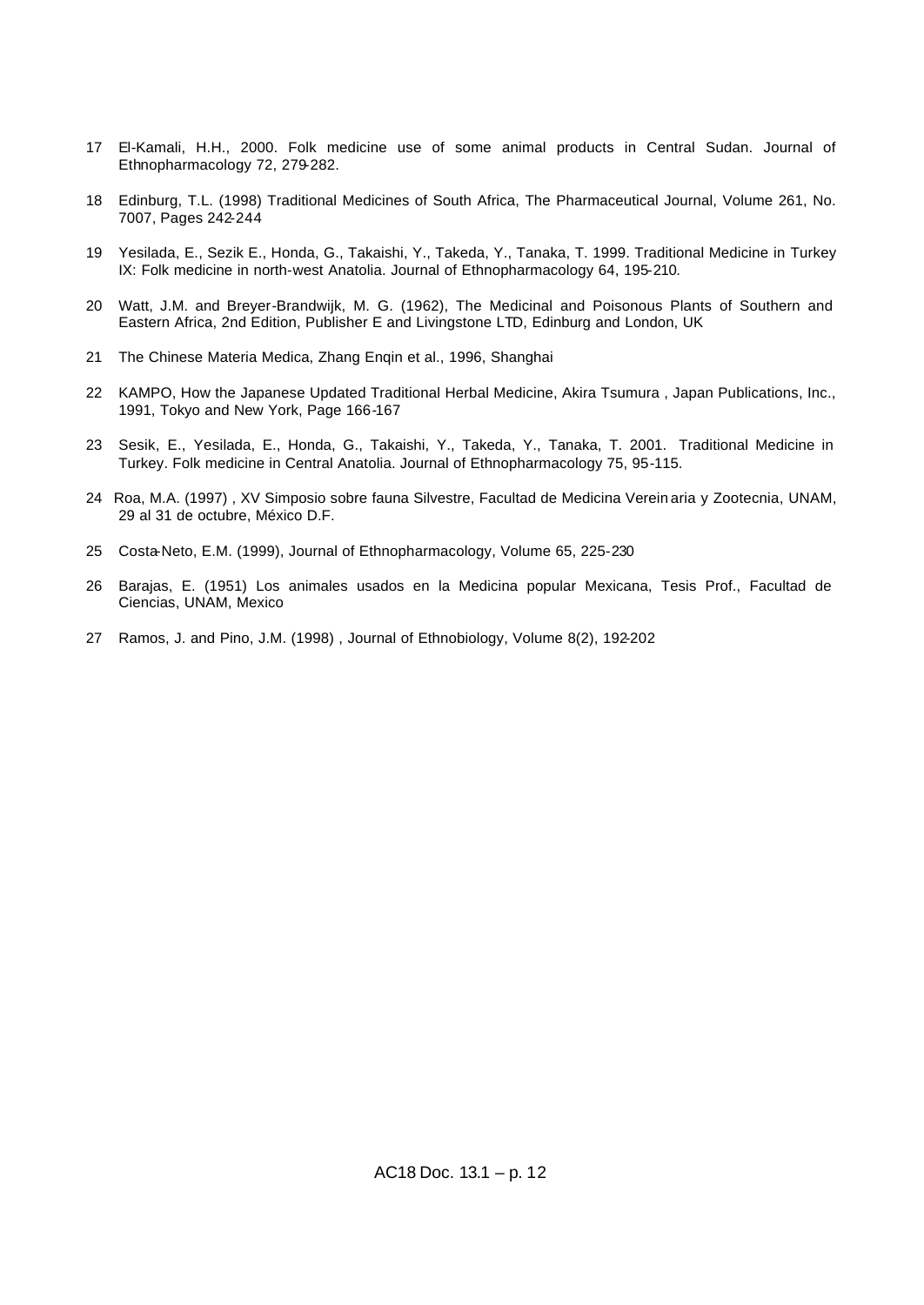17 El-Kamali, H.H., 2000. Folk medicine use of some animal products in Central Sudan. Journal of Ethnopharmacology 72, 279-282.

18 Edinburg, T.L. (1998) Traditional Medicines of South Africa, The Pharmaceutical Journal, Volume 261, No. 7007, Pages 242-244

19 Yesilada, E., Sezik E., Honda, G., Takaishi, Y., Takeda, Y., Tanaka, T. 1999. Traditional Medicine in Turkey IX: Folk medicine in north-west Anatolia. Journal of Ethnopharmacology 64, 195-210.

20 Watt, J.M. and Breyer-Brandwijk, M. G. (1962), The Medicinal and Poisonous Plants of Southern and Eastern Africa, 2nd Edition, Publisher E and Livingstone LTD, Edinburg and London, UK

21 The Chinese Materia Medica, Zhang Enqin et al., 1996, Shanghai

22 KAMPO, How the Japanese Updated Traditional Herbal Medicine, Akira Tsumura , Japan Publications, Inc., 1991, Tokyo and New York, Page 166-167

23 Sesik, E., Yesilada, E., Honda, G., Takaishi, Y., Takeda, Y., Tanaka, T. 2001. Traditional Medicine in Turkey. Folk medicine in Central Anatolia. Journal of Ethnopharmacology 75, 95-115.

24 Roa, M.A. (1997) , XV Simposio sobre fauna Silvestre, Facultad de Medicina Verein aria y Zootecnia, UNAM, 29 al 31 de octubre, México D.F.

25 Costa-Neto, E.M. (1999), Journal of Ethnopharmacology, Volume 65, 225-230

26 Barajas, E. (1951) Los animales usados en la Medicina popular Mexicana, Tesis Prof., Facultad de Ciencias, UNAM, Mexico

27 Ramos, J. and Pino, J.M. (1998) , Journal of Ethnobiology, Volume 8(2), 192-202